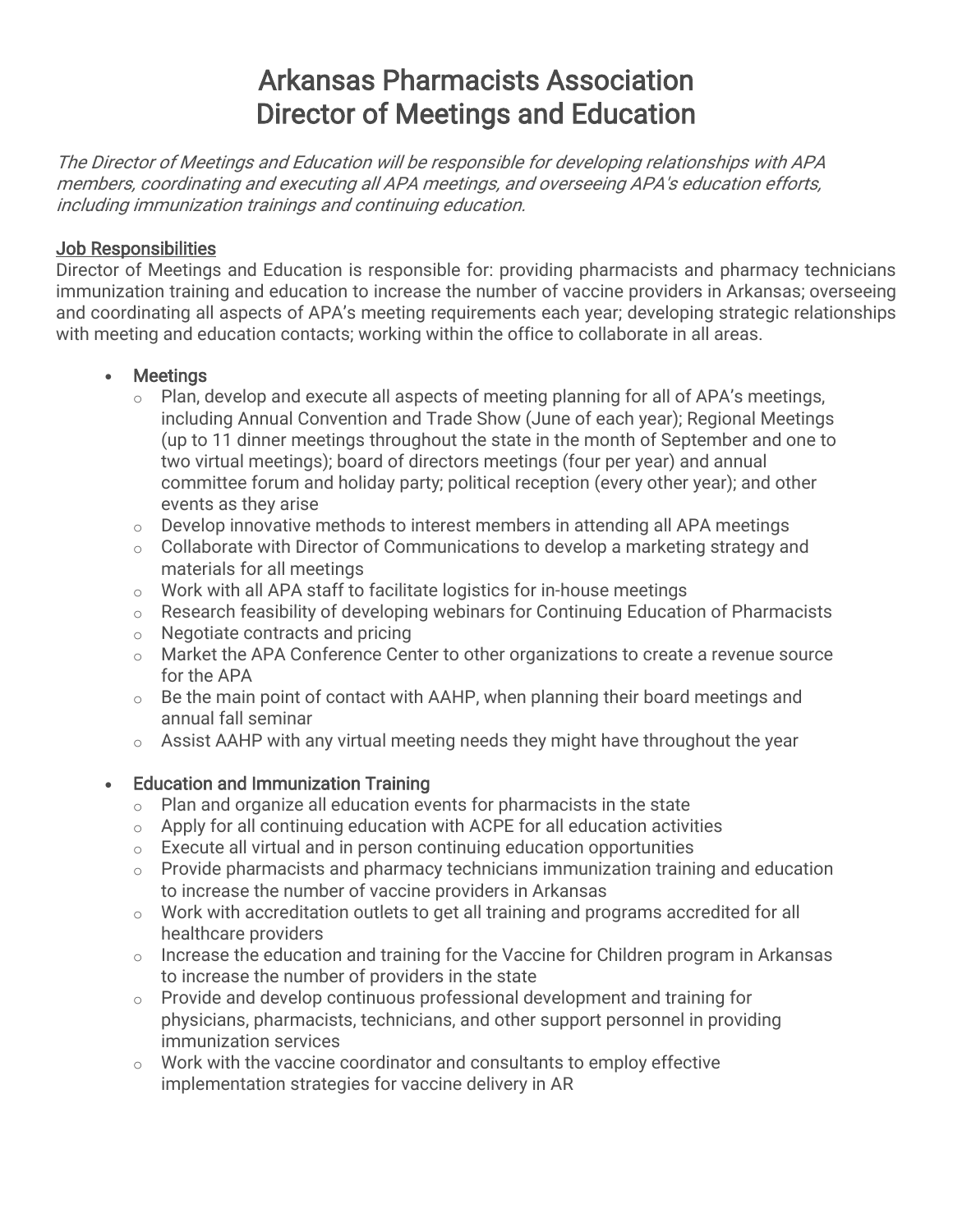# Arkansas Pharmacists Association
# Director of Meetings and Education

*The Director of Meetings and Education will be responsible for developing relationships with APA members, coordinating and executing all APA meetings, and overseeing APA's education efforts, including immunization trainings and continuing education.*

## Job Responsibilities

Director of Meetings and Education is responsible for: providing pharmacists and pharmacy technicians immunization training and education to increase the number of vaccine providers in Arkansas; overseeing and coordinating all aspects of APA's meeting requirements each year; developing strategic relationships with meeting and education contacts; working within the office to collaborate in all areas.

- Meetings
  - Plan, develop and execute all aspects of meeting planning for all of APA's meetings, including Annual Convention and Trade Show (June of each year); Regional Meetings (up to 11 dinner meetings throughout the state in the month of September and one to two virtual meetings); board of directors meetings (four per year) and annual committee forum and holiday party; political reception (every other year); and other events as they arise
  - Develop innovative methods to interest members in attending all APA meetings
  - Collaborate with Director of Communications to develop a marketing strategy and materials for all meetings
  - Work with all APA staff to facilitate logistics for in-house meetings
  - Research feasibility of developing webinars for Continuing Education of Pharmacists
  - Negotiate contracts and pricing
  - Market the APA Conference Center to other organizations to create a revenue source for the APA
  - Be the main point of contact with AAHP, when planning their board meetings and annual fall seminar
  - Assist AAHP with any virtual meeting needs they might have throughout the year

- Education and Immunization Training
  - Plan and organize all education events for pharmacists in the state
  - Apply for all continuing education with ACPE for all education activities
  - Execute all virtual and in person continuing education opportunities
  - Provide pharmacists and pharmacy technicians immunization training and education to increase the number of vaccine providers in Arkansas
  - Work with accreditation outlets to get all training and programs accredited for all healthcare providers
  - Increase the education and training for the Vaccine for Children program in Arkansas to increase the number of providers in the state
  - Provide and develop continuous professional development and training for physicians, pharmacists, technicians, and other support personnel in providing immunization services
  - Work with the vaccine coordinator and consultants to employ effective implementation strategies for vaccine delivery in AR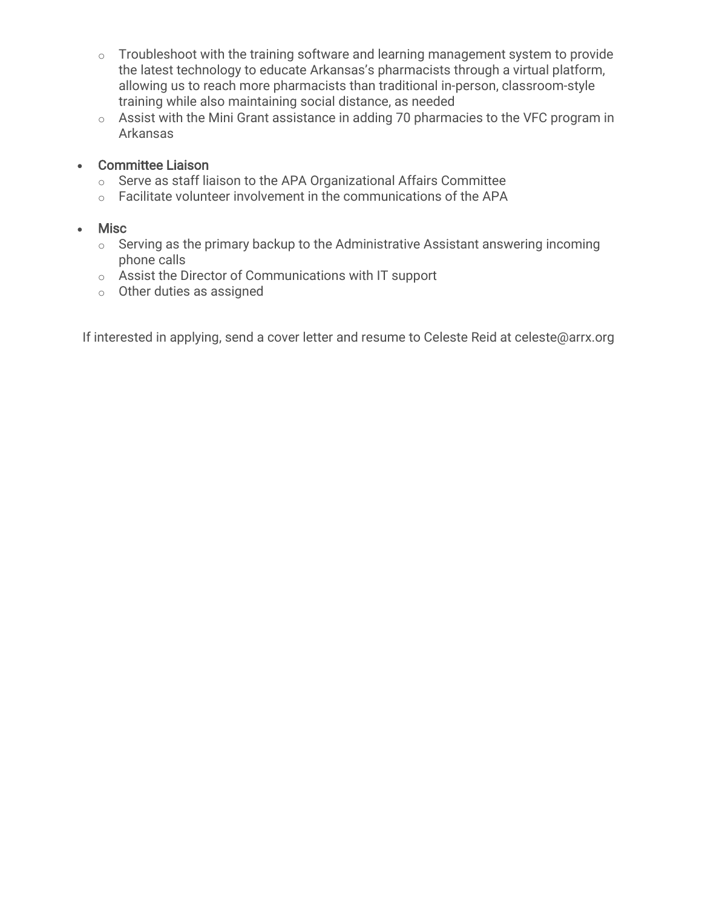- Troubleshoot with the training software and learning management system to provide the latest technology to educate Arkansas's pharmacists through a virtual platform, allowing us to reach more pharmacists than traditional in-person, classroom-style training while also maintaining social distance, as needed
  - Assist with the Mini Grant assistance in adding 70 pharmacies to the VFC program in Arkansas

- Committee Liaison
  - Serve as staff liaison to the APA Organizational Affairs Committee
  - Facilitate volunteer involvement in the communications of the APA

- Misc
  - Serving as the primary backup to the Administrative Assistant answering incoming phone calls
  - Assist the Director of Communications with IT support
  - Other duties as assigned

If interested in applying, send a cover letter and resume to Celeste Reid at celeste@arrx.org